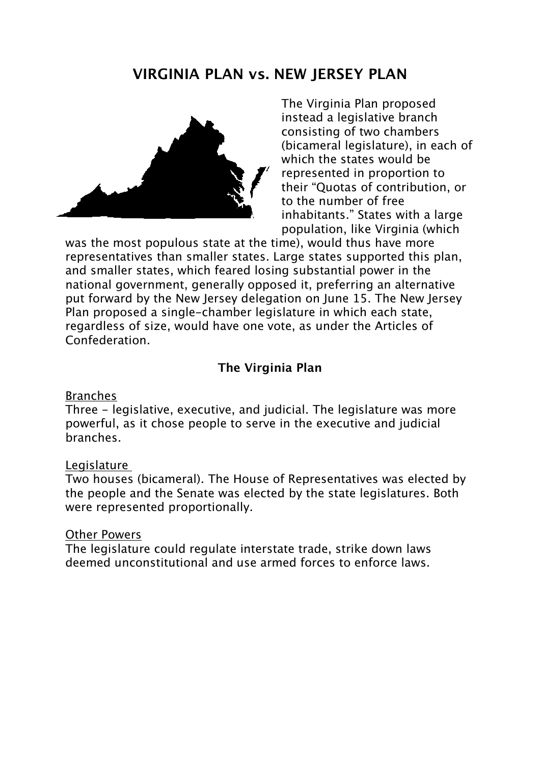# VIRGINIA PLAN vs. NEW JERSEY PLAN

The Virginia Plan proposed instead a legislative branch consisting of two chambers (bicameral legislature), in each of which the states would be represented in proportion to their "Quotas of contribution, or to the number of free inhabitants." States with a large population, like Virginia (which was the most populous state at the time), would thus have more representatives than smaller states. Large states supported this plan, and smaller states, which feared losing substantial power in the national government, generally opposed it, preferring an alternative put forward by the New Jersey delegation on June 15. The New Jersey Plan proposed a single-chamber legislature in which each state, regardless of size, would have one vote, as under the Articles of Confederation.

## The Virginia Plan

<u>Branches</u>

Three - legislative, executive, and judicial. The legislature was more powerful, as it chose people to serve in the executive and judicial branches.

<u>Legislature</u>

Two houses (bicameral). The House of Representatives was elected by the people and the Senate was elected by the state legislatures. Both were represented proportionally.

<u>Other Powers</u>

The legislature could regulate interstate trade, strike down laws deemed unconstitutional and use armed forces to enforce laws.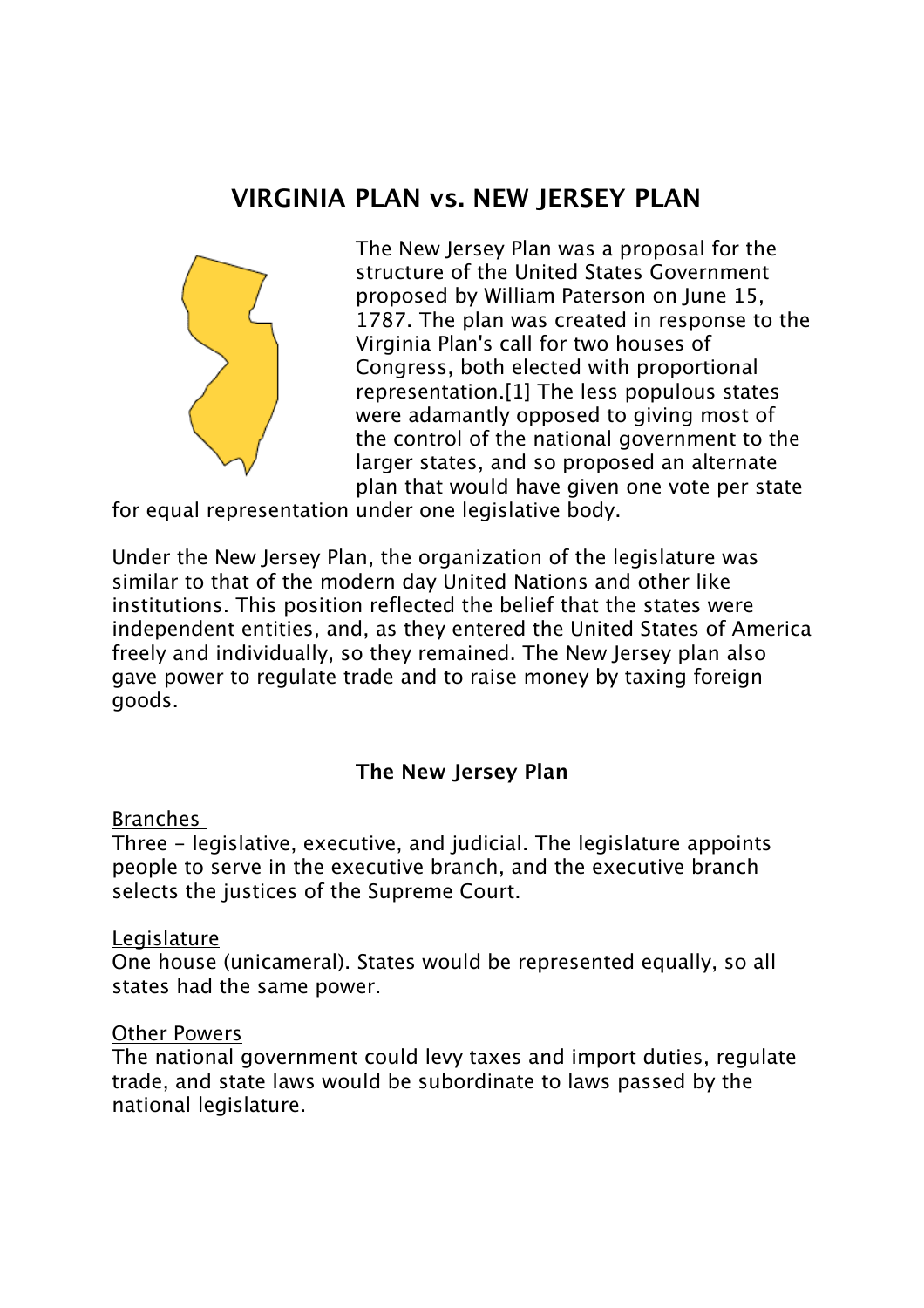# VIRGINIA PLAN vs. NEW JERSEY PLAN

The New Jersey Plan was a proposal for the structure of the United States Government proposed by William Paterson on June 15, 1787. The plan was created in response to the Virginia Plan's call for two houses of Congress, both elected with proportional representation.[1] The less populous states were adamantly opposed to giving most of the control of the national government to the larger states, and so proposed an alternate plan that would have given one vote per state for equal representation under one legislative body.

Under the New Jersey Plan, the organization of the legislature was similar to that of the modern day United Nations and other like institutions. This position reflected the belief that the states were independent entities, and, as they entered the United States of America freely and individually, so they remained. The New Jersey plan also gave power to regulate trade and to raise money by taxing foreign goods.

## The New Jersey Plan

<u>Branches</u>
Three – legislative, executive, and judicial. The legislature appoints people to serve in the executive branch, and the executive branch selects the justices of the Supreme Court.

<u>Legislature</u>
One house (unicameral). States would be represented equally, so all states had the same power.

<u>Other Powers</u>
The national government could levy taxes and import duties, regulate trade, and state laws would be subordinate to laws passed by the national legislature.